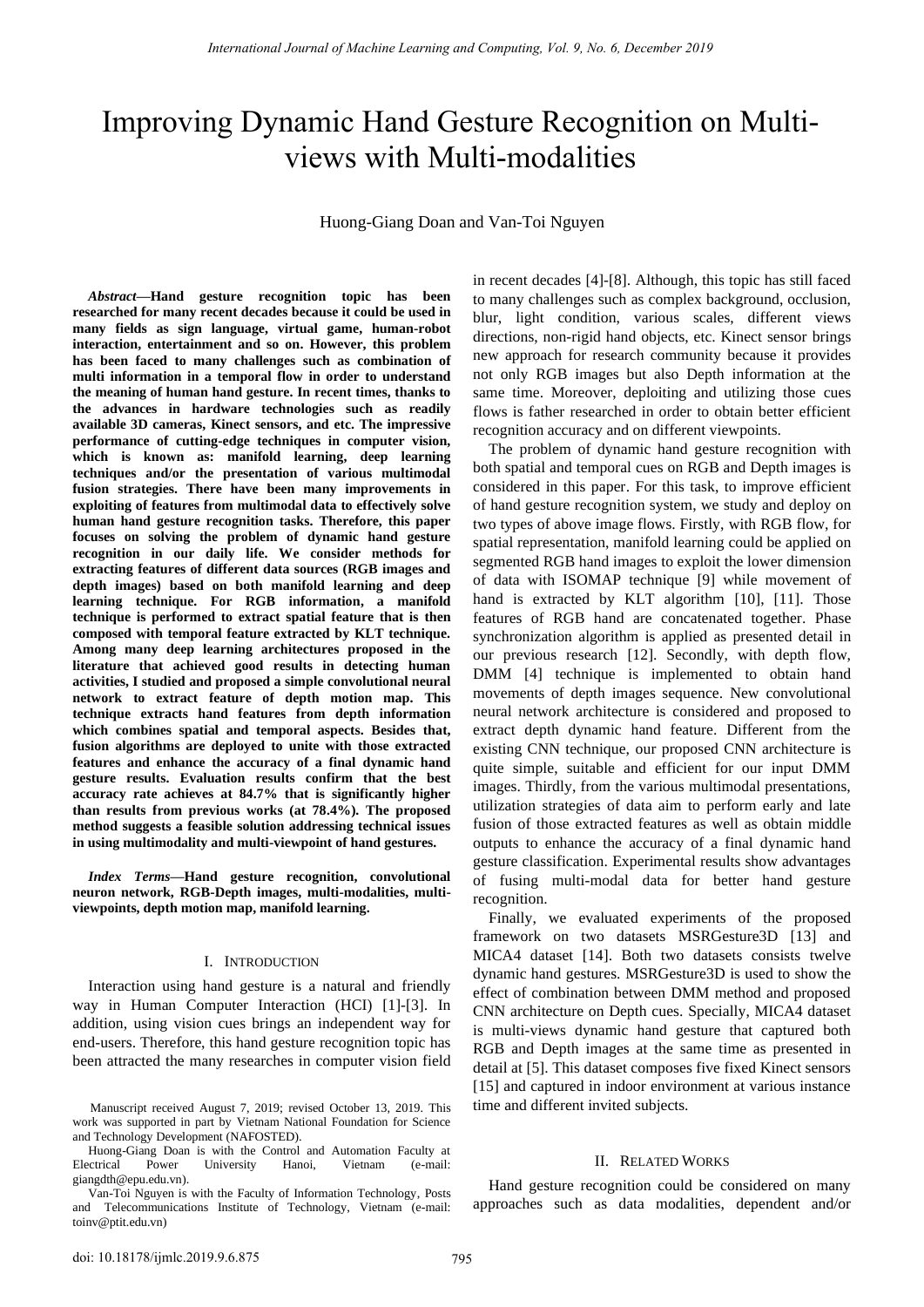# Improving Dynamic Hand Gesture Recognition on Multi-views with Multi-modalities

Huong-Giang Doan and Van-Toi Nguyen

***Abstract*—Hand gesture recognition topic has been researched for many recent decades because it could be used in many fields as sign language, virtual game, human-robot interaction, entertainment and so on. However, this problem has been faced to many challenges such as combination of multi information in a temporal flow in order to understand the meaning of human hand gesture. In recent times, thanks to the advances in hardware technologies such as readily available 3D cameras, Kinect sensors, and etc. The impressive performance of cutting-edge techniques in computer vision, which is known as: manifold learning, deep learning techniques and/or the presentation of various multimodal fusion strategies. There have been many improvements in exploiting of features from multimodal data to effectively solve human hand gesture recognition tasks. Therefore, this paper focuses on solving the problem of dynamic hand gesture recognition in our daily life. We consider methods for extracting features of different data sources (RGB images and depth images) based on both manifold learning and deep learning technique. For RGB information, a manifold technique is performed to extract spatial feature that is then composed with temporal feature extracted by KLT technique. Among many deep learning architectures proposed in the literature that achieved good results in detecting human activities, I studied and proposed a simple convolutional neural network to extract feature of depth motion map. This technique extracts hand features from depth information which combines spatial and temporal aspects. Besides that, fusion algorithms are deployed to unite with those extracted features and enhance the accuracy of a final dynamic hand gesture results. Evaluation results confirm that the best accuracy rate achieves at 84.7% that is significantly higher than results from previous works (at 78.4%). The proposed method suggests a feasible solution addressing technical issues in using multimodality and multi-viewpoint of hand gestures.**

***Index Terms*—Hand gesture recognition, convolutional neuron network, RGB-Depth images, multi-modalities, multi-viewpoints, depth motion map, manifold learning.**

## I. Introduction

Interaction using hand gesture is a natural and friendly way in Human Computer Interaction (HCI) [1]-[3]. In addition, using vision cues brings an independent way for end-users. Therefore, this hand gesture recognition topic has been attracted the many researches in computer vision field in recent decades [4]-[8]. Although, this topic has still faced to many challenges such as complex background, occlusion, blur, light condition, various scales, different views directions, non-rigid hand objects, etc. Kinect sensor brings new approach for research community because it provides not only RGB images but also Depth information at the same time. Moreover, deploiting and utilizing those cues flows is father researched in order to obtain better efficient recognition accuracy and on different viewpoints.

The problem of dynamic hand gesture recognition with both spatial and temporal cues on RGB and Depth images is considered in this paper. For this task, to improve efficient of hand gesture recognition system, we study and deploy on two types of above image flows. Firstly, with RGB flow, for spatial representation, manifold learning could be applied on segmented RGB hand images to exploit the lower dimension of data with ISOMAP technique [9] while movement of hand is extracted by KLT algorithm [10], [11]. Those features of RGB hand are concatenated together. Phase synchronization algorithm is applied as presented detail in our previous research [12]. Secondly, with depth flow, DMM [4] technique is implemented to obtain hand movements of depth images sequence. New convolutional neural network architecture is considered and proposed to extract depth dynamic hand feature. Different from the existing CNN technique, our proposed CNN architecture is quite simple, suitable and efficient for our input DMM images. Thirdly, from the various multimodal presentations, utilization strategies of data aim to perform early and late fusion of those extracted features as well as obtain middle outputs to enhance the accuracy of a final dynamic hand gesture classification. Experimental results show advantages of fusing multi-modal data for better hand gesture recognition.

Finally, we evaluated experiments of the proposed framework on two datasets MSRGesture3D [13] and MICA4 dataset [14]. Both two datasets consists twelve dynamic hand gestures. MSRGesture3D is used to show the effect of combination between DMM method and proposed CNN architecture on Depth cues. Specially, MICA4 dataset is multi-views dynamic hand gesture that captured both RGB and Depth images at the same time as presented in detail at [5]. This dataset composes five fixed Kinect sensors [15] and captured in indoor environment at various instance time and different invited subjects.

## II. Related Works

Hand gesture recognition could be considered on many approaches such as data modalities, dependent and/or

---

Manuscript received August 7, 2019; revised October 13, 2019. This work was supported in part by Vietnam National Foundation for Science and Technology Development (NAFOSTED).

Huong-Giang Doan is with the Control and Automation Faculty at Electrical Power University Hanoi, Vietnam (e-mail: giangdth@epu.edu.vn).

Van-Toi Nguyen is with the Faculty of Information Technology, Posts and Telecommunications Institute of Technology, Vietnam (e-mail: toinv@ptit.edu.vn)

doi: 10.18178/ijmlc.2019.9.6.875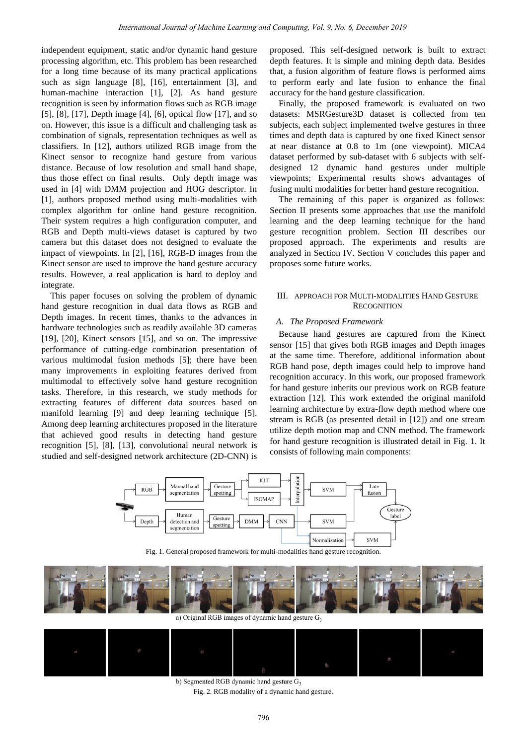independent equipment, static and/or dynamic hand gesture processing algorithm, etc. This problem has been researched for a long time because of its many practical applications such as sign language [8], [16], entertainment [3], and human-machine interaction [1], [2]. As hand gesture recognition is seen by information flows such as RGB image [5], [8], [17], Depth image [4], [6], optical flow [17], and so on. However, this issue is a difficult and challenging task as combination of signals, representation techniques as well as classifiers. In [12], authors utilized RGB image from the Kinect sensor to recognize hand gesture from various distance. Because of low resolution and small hand shape, thus those effect on final results. Only depth image was used in [4] with DMM projection and HOG descriptor. In [1], authors proposed method using multi-modalities with complex algorithm for online hand gesture recognition. Their system requires a high configuration computer, and RGB and Depth multi-views dataset is captured by two camera but this dataset does not designed to evaluate the impact of viewpoints. In [2], [16], RGB-D images from the Kinect sensor are used to improve the hand gesture accuracy results. However, a real application is hard to deploy and integrate.

This paper focuses on solving the problem of dynamic hand gesture recognition in dual data flows as RGB and Depth images. In recent times, thanks to the advances in hardware technologies such as readily available 3D cameras [19], [20], Kinect sensors [15], and so on. The impressive performance of cutting-edge combination presentation of various multimodal fusion methods [5]; there have been many improvements in exploiting features derived from multimodal to effectively solve hand gesture recognition tasks. Therefore, in this research, we study methods for extracting features of different data sources based on manifold learning [9] and deep learning technique [5]. Among deep learning architectures proposed in the literature that achieved good results in detecting hand gesture recognition [5], [8], [13], convolutional neural network is studied and self-designed network architecture (2D-CNN) is proposed. This self-designed network is built to extract depth features. It is simple and mining depth data. Besides that, a fusion algorithm of feature flows is performed aims to perform early and late fusion to enhance the final accuracy for the hand gesture classification.

Finally, the proposed framework is evaluated on two datasets: MSRGesture3D dataset is collected from ten subjects, each subject implemented twelve gestures in three times and depth data is captured by one fixed Kinect sensor at near distance at 0.8 to 1m (one viewpoint). MICA4 dataset performed by sub-dataset with 6 subjects with self-designed 12 dynamic hand gestures under multiple viewpoints; Experimental results shows advantages of fusing multi modalities for better hand gesture recognition.

The remaining of this paper is organized as follows: Section II presents some approaches that use the manifold learning and the deep learning technique for the hand gesture recognition problem. Section III describes our proposed approach. The experiments and results are analyzed in Section IV. Section V concludes this paper and proposes some future works.

## III. Approach for Multi-Modalities Hand Gesture Recognition

### A. The Proposed Framework

Because hand gestures are captured from the Kinect sensor [15] that gives both RGB images and Depth images at the same time. Therefore, additional information about RGB hand pose, depth images could help to improve hand recognition accuracy. In this work, our proposed framework for hand gesture inherits our previous work on RGB feature extraction [12]. This work extended the original manifold learning architecture by extra-flow depth method where one stream is RGB (as presented detail in [12]) and one stream utilize depth motion map and CNN method. The framework for hand gesture recognition is illustrated detail in Fig. 1. It consists of following main components:

RGB
Manual hand segmentation
Gesture spotting
KLT
ISOMAP
Interpolation
SVM
Late fusion
Gesture label
Depth
Human detection and segmentation
Gesture spotting
DMM
CNN
SVM
Normalization
SVM

Fig. 1. General proposed framework for multi-modalities hand gesture recognition.

a) Original RGB images of dynamic hand gesture $G_3$

b) Segmented RGB dynamic hand gesture $G_3$

Fig. 2. RGB modality of a dynamic hand gesture.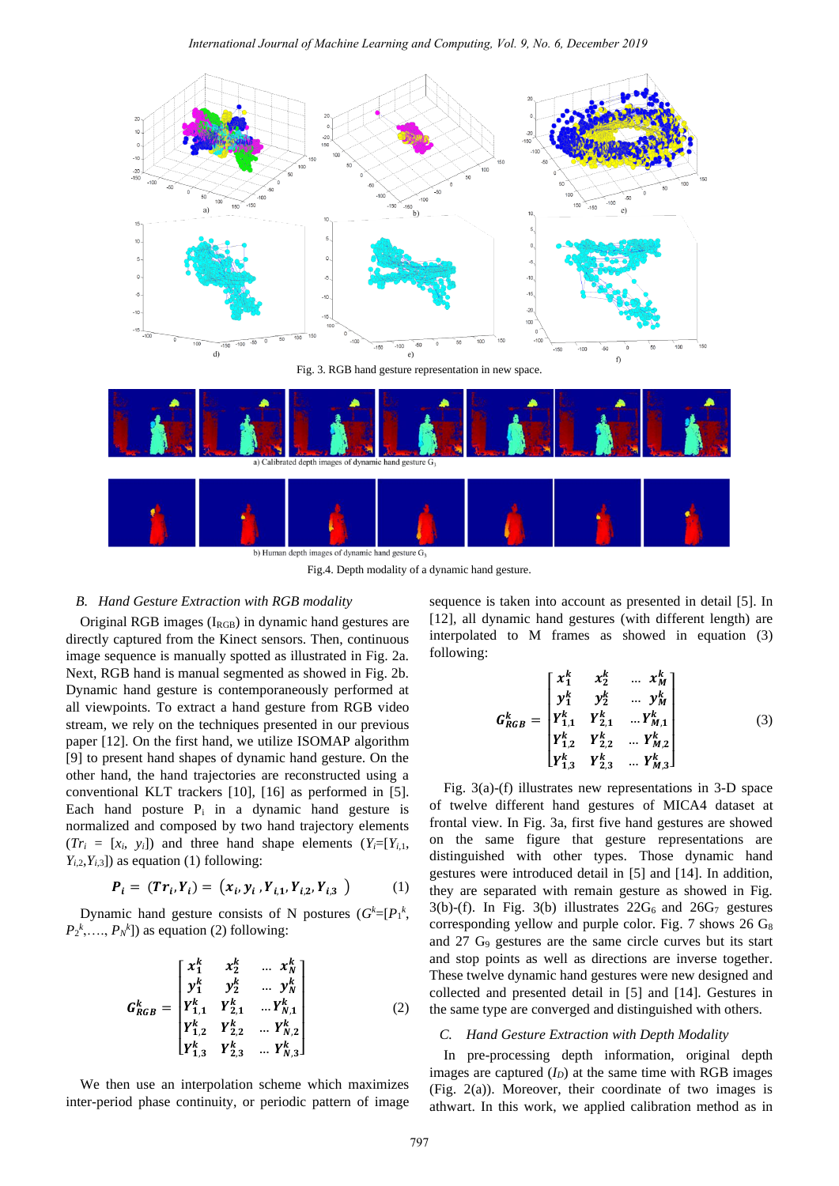Fig. 3. RGB hand gesture representation in new space.

a) Calibrated depth images of dynamic hand gesture $G_1$

b) Human depth images of dynamic hand gesture $G_1$

Fig.4. Depth modality of a dynamic hand gesture.

### *B. Hand Gesture Extraction with RGB modality*

Original RGB images ($I_{RGB}$) in dynamic hand gestures are directly captured from the Kinect sensors. Then, continuous image sequence is manually spotted as illustrated in Fig. 2a. Next, RGB hand is manual segmented as showed in Fig. 2b. Dynamic hand gesture is contemporaneously performed at all viewpoints. To extract a hand gesture from RGB video stream, we rely on the techniques presented in our previous paper [12]. On the first hand, we utilize ISOMAP algorithm [9] to present hand shapes of dynamic hand gesture. On the other hand, the hand trajectories are reconstructed using a conventional KLT trackers [10], [16] as performed in [5]. Each hand posture $P_i$ in a dynamic hand gesture is normalized and composed by two hand trajectory elements ($Tr_i$ = [$x_i$, $y_i$]) and three hand shape elements ($Y_i$=[$Y_{i,1}$, $Y_{i,2}$,$Y_{i,3}$]) as equation (1) following:

$$\boldsymbol{P_i} = (\boldsymbol{Tr_i}, \boldsymbol{Y_i}) = (\boldsymbol{x_i}, \boldsymbol{y_i}, \boldsymbol{Y_{i,1}}, \boldsymbol{Y_{i,2}}, \boldsymbol{Y_{i,3}}) \quad (1)$$

Dynamic hand gesture consists of N postures ($G^k$=[$P_1^k$, $P_2^k$,…., $P_N^k$]) as equation (2) following:

$$\boldsymbol{G^k_{RGB}} = \begin{bmatrix} \boldsymbol{x^k_1} & \boldsymbol{x^k_2} & \dots & \boldsymbol{x^k_N} \\ \boldsymbol{y^k_1} & \boldsymbol{y^k_2} & \dots & \boldsymbol{y^k_N} \\ \boldsymbol{Y^k_{1,1}} & \boldsymbol{Y^k_{2,1}} & \dots & \boldsymbol{Y^k_{N,1}} \\ \boldsymbol{Y^k_{1,2}} & \boldsymbol{Y^k_{2,2}} & \dots & \boldsymbol{Y^k_{N,2}} \\ \boldsymbol{Y^k_{1,3}} & \boldsymbol{Y^k_{2,3}} & \dots & \boldsymbol{Y^k_{N,3}} \end{bmatrix} \quad (2)$$

We then use an interpolation scheme which maximizes inter-period phase continuity, or periodic pattern of image sequence is taken into account as presented in detail [5]. In [12], all dynamic hand gestures (with different length) are interpolated to M frames as showed in equation (3) following:

$$\boldsymbol{G^k_{RGB}} = \begin{bmatrix} \boldsymbol{x^k_1} & \boldsymbol{x^k_2} & \dots & \boldsymbol{x^k_M} \\ \boldsymbol{y^k_1} & \boldsymbol{y^k_2} & \dots & \boldsymbol{y^k_M} \\ \boldsymbol{Y^k_{1,1}} & \boldsymbol{Y^k_{2,1}} & \dots & \boldsymbol{Y^k_{M,1}} \\ \boldsymbol{Y^k_{1,2}} & \boldsymbol{Y^k_{2,2}} & \dots & \boldsymbol{Y^k_{M,2}} \\ \boldsymbol{Y^k_{1,3}} & \boldsymbol{Y^k_{2,3}} & \dots & \boldsymbol{Y^k_{M,3}} \end{bmatrix} \quad (3)$$

Fig. 3(a)-(f) illustrates new representations in 3-D space of twelve different hand gestures of MICA4 dataset at frontal view. In Fig. 3a, first five hand gestures are showed on the same figure that gesture representations are distinguished with other types. Those dynamic hand gestures were introduced detail in [5] and [14]. In addition, they are separated with remain gesture as showed in Fig. 3(b)-(f). In Fig. 3(b) illustrates 22$G_6$ and 26$G_7$ gestures corresponding yellow and purple color. Fig. 7 shows 26 $G_8$ and 27 $G_9$ gestures are the same circle curves but its start and stop points as well as directions are inverse together. These twelve dynamic hand gestures were new designed and collected and presented detail in [5] and [14]. Gestures in the same type are converged and distinguished with others.

### *C. Hand Gesture Extraction with Depth Modality*

In pre-processing depth information, original depth images are captured ($I_D$) at the same time with RGB images (Fig. 2(a)). Moreover, their coordinate of two images is athwart. In this work, we applied calibration method as in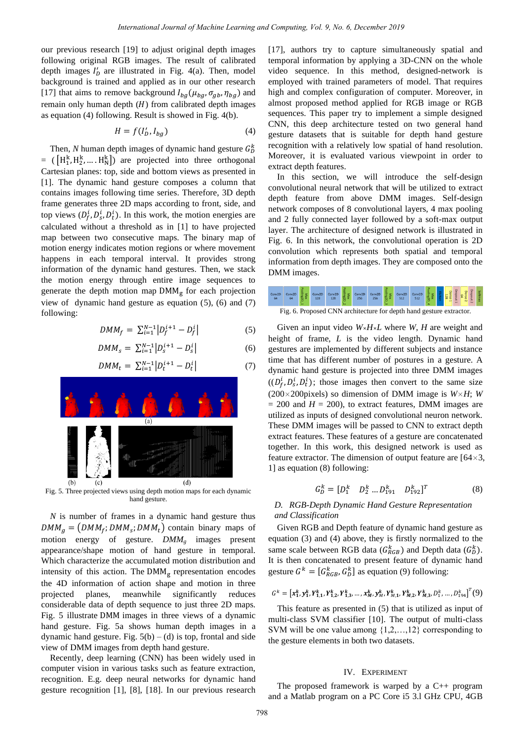our previous research [19] to adjust original depth images following original RGB images. The result of calibrated depth images $I_D'$ are illustrated in Fig. 4(a). Then, model background is trained and applied as in our other research [17] that aims to remove background $I_{bg}(\mu_{bg}, \sigma_{gb}, \eta_{bg})$ and remain only human depth ($H$) from calibrated depth images as equation (4) following. Result is showed in Fig. 4(b).

$$H = f(I_D', I_{bg}) \quad (4)$$

Then, $N$ human depth images of dynamic hand gesture $G_D^k$ = $([\mathrm{H}_1^k, \mathrm{H}_2^k, \ldots . \mathrm{H}_N^k])$ are projected into three orthogonal Cartesian planes: top, side and bottom views as presented in [1]. The dynamic hand gesture composes a column that contains images following time series. Therefore, 3D depth frame generates three 2D maps according to front, side, and top views $(D_f^i, D_s^i, D_t^i)$. In this work, the motion energies are calculated without a threshold as in [1] to have projected map between two consecutive maps. The binary map of motion energy indicates motion regions or where movement happens in each temporal interval. It provides strong information of the dynamic hand gestures. Then, we stack the motion energy through entire image sequences to generate the depth motion map $\mathrm{DMM_g}$ for each projection view of dynamic hand gesture as equation (5), (6) and (7) following:

$$DMM_f = \sum_{i=1}^{N-1} \left|D_f^{i+1} - D_f^i\right| \quad (5)$$

$$DMM_s = \sum_{i=1}^{N-1} \left|D_s^{i+1} - D_s^i\right| \quad (6)$$

$$DMM_t = \sum_{i=1}^{N-1} \left|D_t^{i+1} - D_t^i\right| \quad (7)$$

(a)

(b) (c) (d)

Fig. 5. Three projected views using depth motion maps for each dynamic hand gesture.

$N$ is number of frames in a dynamic hand gesture thus $DMM_g = (DMM_f; DMM_s; DMM_t)$ contain binary maps of motion energy of gesture. $DMM_g$ images present appearance/shape motion of hand gesture in temporal. Which characterize the accumulated motion distribution and intensity of this action. The $\mathrm{DMM_g}$ representation encodes the 4D information of action shape and motion in three projected planes, meanwhile significantly reduces considerable data of depth sequence to just three 2D maps. Fig. 5 illustrate DMM images in three views of a dynamic hand gesture. Fig. 5a shows human depth images in a dynamic hand gesture. Fig. 5(b) – (d) is top, frontal and side view of DMM images from depth hand gesture.

Recently, deep learning (CNN) has been widely used in computer vision in various tasks such as feature extraction, recognition. E.g. deep neural networks for dynamic hand gesture recognition [1], [8], [18]. In our previous research [17], authors try to capture simultaneously spatial and temporal information by applying a 3D-CNN on the whole video sequence. In this method, designed-network is employed with trained parameters of model. That requires high and complex configuration of computer. Moreover, in almost proposed method applied for RGB image or RGB sequences. This paper try to implement a simple designed CNN, this deep architecture tested on two general hand gesture datasets that is suitable for depth hand gesture recognition with a relatively low spatial of hand resolution. Moreover, it is evaluated various viewpoint in order to extract depth features.

In this section, we will introduce the self-design convolutional neural network that will be utilized to extract depth feature from above DMM images. Self-design network composes of 8 convolutional layers, 4 max pooling and 2 fully connected layer followed by a soft-max output layer. The architecture of designed network is illustrated in Fig. 6. In this network, the convolutional operation is 2D convolution which represents both spatial and temporal information from depth images. They are composed onto the DMM images.

Conv2D 64, Conv2D 64, Max Pooling2D_1, Conv2D 128, Conv2D 128, Max Pooling2D_2, Conv2D 256, Conv2D 256, Max Pooling2D_3, Conv2D 512, Conv2D 512, Max Pooling2D_4, Flatten, Dense 1 128, Dropout 1, Dense 2 64, Dropout 2, Softmax

Fig. 6. Proposed CNN architecture for depth hand gesture extractor.

Given an input video $W{\times}H{\times}L$ where $W$, $H$ are weight and height of frame, $L$ is the video length. Dynamic hand gestures are implemented by different subjects and instance time that has different number of postures in a gesture. A dynamic hand gesture is projected into three DMM images $((D_f^i, D_s^i, D_t^i)$; those images then convert to the same size (200×200pixels) so dimension of DMM image is $W{\times}H$; $W$ = 200 and $H$ = 200), to extract features, DMM images are utilized as inputs of designed convolutional neuron network. These DMM images will be passed to CNN to extract depth extract features. These features of a gesture are concatenated together. In this work, this designed network is used as feature extractor. The dimension of output feature are [64×3, 1] as equation (8) following:

$$G_D^k = [D_1^k \quad D_2^k \ldots D_{191}^k \quad D_{192}^k]^T \quad (8)$$

### *D. RGB-Depth Dynamic Hand Gesture Representation and Classification*

Given RGB and Depth feature of dynamic hand gesture as equation (3) and (4) above, they is firstly normalized to the same scale between RGB data ($G_{RGB}^k$) and Depth data ($G_D^k$). It is then concatenated to present feature of dynamic hand gesture $G^k = [G_{RGB}^k, G_D^k]$ as equation (9) following:

$$G^k = [\boldsymbol{x}_1^k, \boldsymbol{y}_1^k, \boldsymbol{Y}_{1,1}^k, \boldsymbol{Y}_{1,2}^k, \boldsymbol{Y}_{1,3}^k, \ldots, \boldsymbol{x}_M^k, \boldsymbol{y}_M^k, \boldsymbol{Y}_{M,1}^k, \boldsymbol{Y}_{M,2}^k, \boldsymbol{Y}_{M,3}^k, D_1^k, \ldots, D_{194}^k]^T \quad (9)$$

This feature as presented in (5) that is utilized as input of multi-class SVM classifier [10]. The output of multi-class SVM will be one value among {1,2,…,12} corresponding to the gesture elements in both two datasets.

## IV. Experiment

The proposed framework is warped by a C++ program and a Matlab program on a PC Core i5 3.1 GHz CPU, 4GB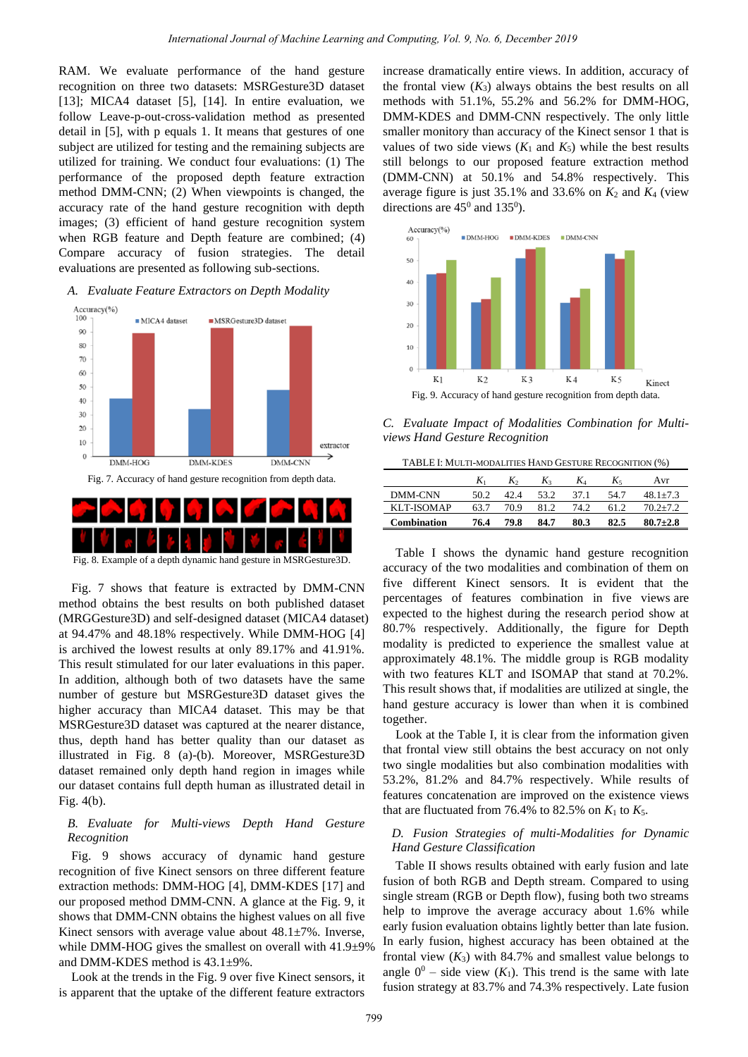RAM. We evaluate performance of the hand gesture recognition on three two datasets: MSRGesture3D dataset [13]; MICA4 dataset [5], [14]. In entire evaluation, we follow Leave-p-out-cross-validation method as presented detail in [5], with p equals 1. It means that gestures of one subject are utilized for testing and the remaining subjects are utilized for training. We conduct four evaluations: (1) The performance of the proposed depth feature extraction method DMM-CNN; (2) When viewpoints is changed, the accuracy rate of the hand gesture recognition with depth images; (3) efficient of hand gesture recognition system when RGB feature and Depth feature are combined; (4) Compare accuracy of fusion strategies. The detail evaluations are presented as following sub-sections.

### *A. Evaluate Feature Extractors on Depth Modality*

Accuracy(%)
100
90
80
70
60
50
40
30
20
10
0
MICA4 dataset
MSRGesture3D dataset
DMM-HOG
DMM-KDES
DMM-CNN
extractor

Fig. 7. Accuracy of hand gesture recognition from depth data.

Fig. 8. Example of a depth dynamic hand gesture in MSRGesture3D.

Fig. 7 shows that feature is extracted by DMM-CNN method obtains the best results on both published dataset (MRGGesture3D) and self-designed dataset (MICA4 dataset) at 94.47% and 48.18% respectively. While DMM-HOG [4] is archived the lowest results at only 89.17% and 41.91%. This result stimulated for our later evaluations in this paper. In addition, although both of two datasets have the same number of gesture but MSRGesture3D dataset gives the higher accuracy than MICA4 dataset. This may be that MSRGesture3D dataset was captured at the nearer distance, thus, depth hand has better quality than our dataset as illustrated in Fig. 8 (a)-(b). Moreover, MSRGesture3D dataset remained only depth hand region in images while our dataset contains full depth human as illustrated detail in Fig. 4(b).

### *B. Evaluate for Multi-views Depth Hand Gesture Recognition*

Fig. 9 shows accuracy of dynamic hand gesture recognition of five Kinect sensors on three different feature extraction methods: DMM-HOG [4], DMM-KDES [17] and our proposed method DMM-CNN. A glance at the Fig. 9, it shows that DMM-CNN obtains the highest values on all five Kinect sensors with average value about 48.1±7%. Inverse, while DMM-HOG gives the smallest on overall with 41.9±9% and DMM-KDES method is 43.1±9%.

Look at the trends in the Fig. 9 over five Kinect sensors, it is apparent that the uptake of the different feature extractors increase dramatically entire views. In addition, accuracy of the frontal view ($K_3$) always obtains the best results on all methods with 51.1%, 55.2% and 56.2% for DMM-HOG, DMM-KDES and DMM-CNN respectively. The only little smaller monitory than accuracy of the Kinect sensor 1 that is values of two side views ($K_1$ and $K_5$) while the best results still belongs to our proposed feature extraction method (DMM-CNN) at 50.1% and 54.8% respectively. This average figure is just 35.1% and 33.6% on $K_2$ and $K_4$ (view directions are $45^0$ and $135^0$).

Accuracy(%)
60
50
40
30
20
10
0
DMM-HOG
DMM-KDES
DMM-CNN
K1
K2
K3
K4
K5
Kinect

Fig. 9. Accuracy of hand gesture recognition from depth data.

### *C. Evaluate Impact of Modalities Combination for Multi-views Hand Gesture Recognition*

TABLE I: MULTI-MODALITIES HAND GESTURE RECOGNITION (%)

| | $K_1$ | $K_2$ | $K_3$ | $K_4$ | $K_5$ | Avr |
|---|---|---|---|---|---|---|
| DMM-CNN | 50.2 | 42.4 | 53.2 | 37.1 | 54.7 | 48.1±7.3 |
| KLT-ISOMAP | 63.7 | 70.9 | 81.2 | 74.2 | 61.2 | 70.2±7.2 |
| **Combination** | **76.4** | **79.8** | **84.7** | **80.3** | **82.5** | **80.7±2.8** |

Table I shows the dynamic hand gesture recognition accuracy of the two modalities and combination of them on five different Kinect sensors. It is evident that the percentages of features combination in five views are expected to the highest during the research period show at 80.7% respectively. Additionally, the figure for Depth modality is predicted to experience the smallest value at approximately 48.1%. The middle group is RGB modality with two features KLT and ISOMAP that stand at 70.2%. This result shows that, if modalities are utilized at single, the hand gesture accuracy is lower than when it is combined together.

Look at the Table I, it is clear from the information given that frontal view still obtains the best accuracy on not only two single modalities but also combination modalities with 53.2%, 81.2% and 84.7% respectively. While results of features concatenation are improved on the existence views that are fluctuated from 76.4% to 82.5% on $K_1$ to $K_5$.

### *D. Fusion Strategies of multi-Modalities for Dynamic Hand Gesture Classification*

Table II shows results obtained with early fusion and late fusion of both RGB and Depth stream. Compared to using single stream (RGB or Depth flow), fusing both two streams help to improve the average accuracy about 1.6% while early fusion evaluation obtains lightly better than late fusion. In early fusion, highest accuracy has been obtained at the frontal view ($K_3$) with 84.7% and smallest value belongs to angle $0^0$ – side view ($K_1$). This trend is the same with late fusion strategy at 83.7% and 74.3% respectively. Late fusion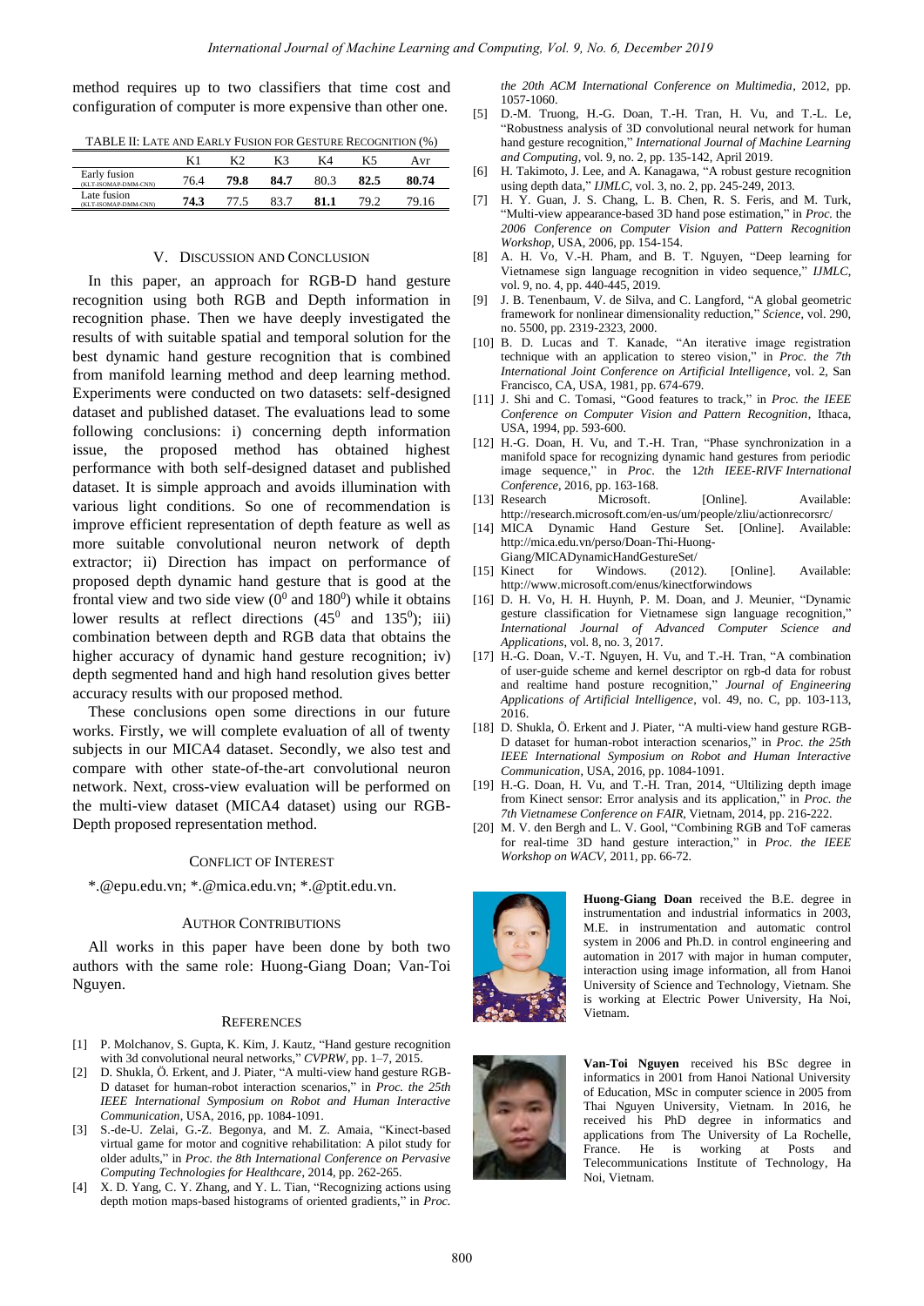method requires up to two classifiers that time cost and configuration of computer is more expensive than other one.

TABLE II: LATE AND EARLY FUSION FOR GESTURE RECOGNITION (%)

| | K1 | K2 | K3 | K4 | K5 | Avr |
|---|---|---|---|---|---|---|
| Early fusion (KLT-ISOMAP-DMM-CNN) | 76.4 | **79.8** | **84.7** | 80.3 | **82.5** | **80.74** |
| Late fusion (KLT-ISOMAP-DMM-CNN) | **74.3** | 77.5 | 83.7 | **81.1** | 79.2 | 79.16 |

## V. DISCUSSION AND CONCLUSION

In this paper, an approach for RGB-D hand gesture recognition using both RGB and Depth information in recognition phase. Then we have deeply investigated the results of with suitable spatial and temporal solution for the best dynamic hand gesture recognition that is combined from manifold learning method and deep learning method. Experiments were conducted on two datasets: self-designed dataset and published dataset. The evaluations lead to some following conclusions: i) concerning depth information issue, the proposed method has obtained highest performance with both self-designed dataset and published dataset. It is simple approach and avoids illumination with various light conditions. So one of recommendation is improve efficient representation of depth feature as well as more suitable convolutional neuron network of depth extractor; ii) Direction has impact on performance of proposed depth dynamic hand gesture that is good at the frontal view and two side view ($0^0$ and $180^0$) while it obtains lower results at reflect directions ($45^0$ and $135^0$); iii) combination between depth and RGB data that obtains the higher accuracy of dynamic hand gesture recognition; iv) depth segmented hand and high hand resolution gives better accuracy results with our proposed method.

These conclusions open some directions in our future works. Firstly, we will complete evaluation of all of twenty subjects in our MICA4 dataset. Secondly, we also test and compare with other state-of-the-art convolutional neuron network. Next, cross-view evaluation will be performed on the multi-view dataset (MICA4 dataset) using our RGB-Depth proposed representation method.

### CONFLICT OF INTEREST

*.@epu.edu.vn; *.@mica.edu.vn; *.@ptit.edu.vn.

### AUTHOR CONTRIBUTIONS

All works in this paper have been done by both two authors with the same role: Huong-Giang Doan; Van-Toi Nguyen.

### REFERENCES

[1] P. Molchanov, S. Gupta, K. Kim, J. Kautz, "Hand gesture recognition with 3d convolutional neural networks," *CVPRW*, pp. 1–7, 2015.

[2] D. Shukla, Ö. Erkent, and J. Piater, "A multi-view hand gesture RGB-D dataset for human-robot interaction scenarios," in *Proc. the 25th IEEE International Symposium on Robot and Human Interactive Communication*, USA, 2016, pp. 1084-1091.

[3] S.-de-U. Zelai, G.-Z. Begonya, and M. Z. Amaia, "Kinect-based virtual game for motor and cognitive rehabilitation: A pilot study for older adults," in *Proc. the 8th International Conference on Pervasive Computing Technologies for Healthcare*, 2014, pp. 262-265.

[4] X. D. Yang, C. Y. Zhang, and Y. L. Tian, "Recognizing actions using depth motion maps-based histograms of oriented gradients," in *Proc. the 20th ACM International Conference on Multimedia*, 2012, pp. 1057-1060.

[5] D.-M. Truong, H.-G. Doan, T.-H. Tran, H. Vu, and T.-L. Le, "Robustness analysis of 3D convolutional neural network for human hand gesture recognition," *International Journal of Machine Learning and Computing*, vol. 9, no. 2, pp. 135-142, April 2019.

[6] H. Takimoto, J. Lee, and A. Kanagawa, "A robust gesture recognition using depth data," *IJMLC*, vol. 3, no. 2, pp. 245-249, 2013.

[7] H. Y. Guan, J. S. Chang, L. B. Chen, R. S. Feris, and M. Turk, "Multi-view appearance-based 3D hand pose estimation," in *Proc.* the *2006 Conference on Computer Vision and Pattern Recognition Workshop*, USA, 2006, pp. 154-154.

[8] A. H. Vo, V.-H. Pham, and B. T. Nguyen, "Deep learning for Vietnamese sign language recognition in video sequence," *IJMLC*, vol. 9, no. 4, pp. 440-445, 2019.

[9] J. B. Tenenbaum, V. de Silva, and C. Langford, "A global geometric framework for nonlinear dimensionality reduction," *Science*, vol. 290, no. 5500, pp. 2319-2323, 2000.

[10] B. D. Lucas and T. Kanade, "An iterative image registration technique with an application to stereo vision," in *Proc. the 7th International Joint Conference on Artificial Intelligence*, vol. 2, San Francisco, CA, USA, 1981, pp. 674-679.

[11] J. Shi and C. Tomasi, "Good features to track," in *Proc. the IEEE Conference on Computer Vision and Pattern Recognition*, Ithaca, USA, 1994, pp. 593-600.

[12] H.-G. Doan, H. Vu, and T.-H. Tran, "Phase synchronization in a manifold space for recognizing dynamic hand gestures from periodic image sequence," in *Proc.* the *12th IEEE-RIVF International Conference*, 2016, pp. 163-168.

[13] Research Microsoft. [Online]. Available: http://research.microsoft.com/en-us/um/people/zliu/actionrecorsrc/

[14] MICA Dynamic Hand Gesture Set. [Online]. Available: http://mica.edu.vn/perso/Doan-Thi-Huong-Giang/MICADynamicHandGestureSet/

[15] Kinect for Windows. (2012). [Online]. Available: http://www.microsoft.com/enus/kinectforwindows

[16] D. H. Vo, H. H. Huynh, P. M. Doan, and J. Meunier, "Dynamic gesture classification for Vietnamese sign language recognition," *International Journal of Advanced Computer Science and Applications*, vol. 8, no. 3, 2017.

[17] H.-G. Doan, V.-T. Nguyen, H. Vu, and T.-H. Tran, "A combination of user-guide scheme and kernel descriptor on rgb-d data for robust and realtime hand posture recognition," *Journal of Engineering Applications of Artificial Intelligence*, vol. 49, no. C, pp. 103-113, 2016.

[18] D. Shukla, Ö. Erkent and J. Piater, "A multi-view hand gesture RGB-D dataset for human-robot interaction scenarios," in *Proc. the 25th IEEE International Symposium on Robot and Human Interactive Communication*, USA, 2016, pp. 1084-1091.

[19] H.-G. Doan, H. Vu, and T.-H. Tran, 2014, "Ultilizing depth image from Kinect sensor: Error analysis and its application," in *Proc. the 7th Vietnamese Conference on FAIR*, Vietnam, 2014, pp. 216-222.

[20] M. V. den Bergh and L. V. Gool, "Combining RGB and ToF cameras for real-time 3D hand gesture interaction," in *Proc. the IEEE Workshop on WACV*, 2011, pp. 66-72.

**Huong-Giang Doan** received the B.E. degree in instrumentation and industrial informatics in 2003, M.E. in instrumentation and automatic control system in 2006 and Ph.D. in control engineering and automation in 2017 with major in human computer, interaction using image information, all from Hanoi University of Science and Technology, Vietnam. She is working at Electric Power University, Ha Noi, Vietnam.

**Van-Toi Nguyen** received his BSc degree in informatics in 2001 from Hanoi National University of Education, MSc in computer science in 2005 from Thai Nguyen University, Vietnam. In 2016, he received his PhD degree in informatics and applications from The University of La Rochelle, France. He is working at Posts and Telecommunications Institute of Technology, Ha Noi, Vietnam.